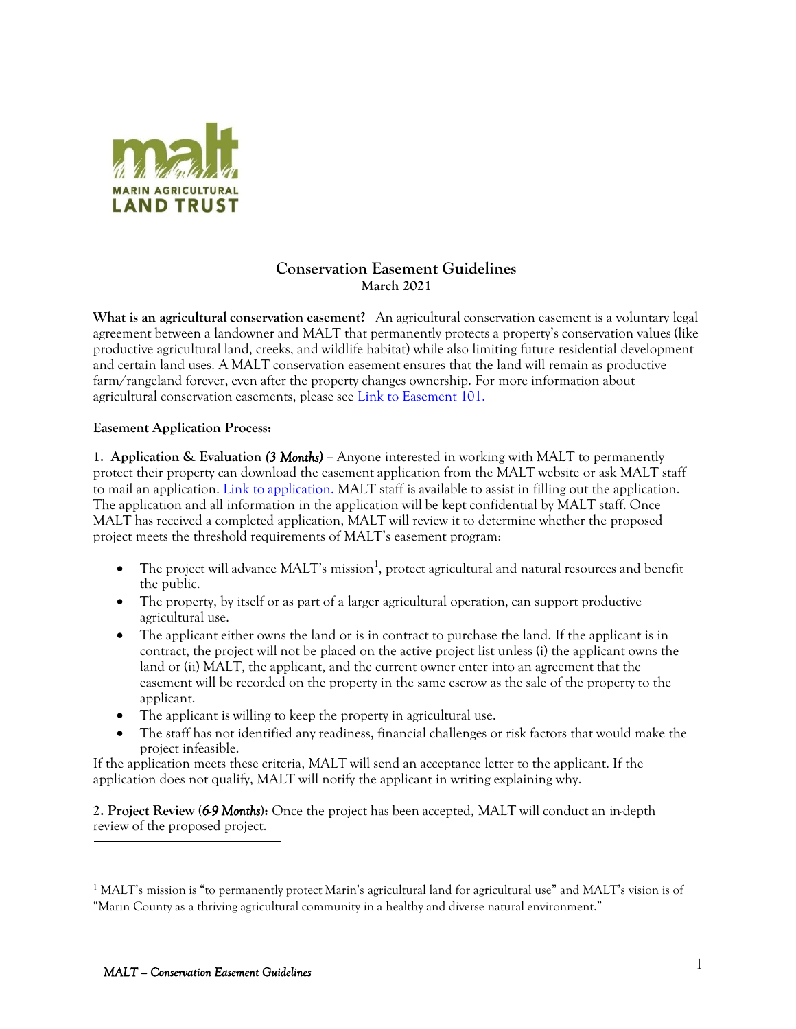MARIN AGRICULTURAL LAND TRUST

# Conservation Easement Guidelines

**March 2021**

**What is an agricultural conservation easement?** An agricultural conservation easement is a voluntary legal agreement between a landowner and MALT that permanently protects a property's conservation values (like productive agricultural land, creeks, and wildlife habitat) while also limiting future residential development and certain land uses. A MALT conservation easement ensures that the land will remain as productive farm/rangeland forever, even after the property changes ownership. For more information about agricultural conservation easements, please see Link to Easement 101.

**Easement Application Process:**

**1. Application & Evaluation** ***(3 Months)*** – Anyone interested in working with MALT to permanently protect their property can download the easement application from the MALT website or ask MALT staff to mail an application. Link to application. MALT staff is available to assist in filling out the application. The application and all information in the application will be kept confidential by MALT staff. Once MALT has received a completed application, MALT will review it to determine whether the proposed project meets the threshold requirements of MALT's easement program:

- The project will advance MALT's mission[1], protect agricultural and natural resources and benefit the public.
- The property, by itself or as part of a larger agricultural operation, can support productive agricultural use.
- The applicant either owns the land or is in contract to purchase the land. If the applicant is in contract, the project will not be placed on the active project list unless (i) the applicant owns the land or (ii) MALT, the applicant, and the current owner enter into an agreement that the easement will be recorded on the property in the same escrow as the sale of the property to the applicant.
- The applicant is willing to keep the property in agricultural use.
- The staff has not identified any readiness, financial challenges or risk factors that would make the project infeasible.

If the application meets these criteria, MALT will send an acceptance letter to the applicant. If the application does not qualify, MALT will notify the applicant in writing explaining why.

**2. Project Review (*6-9 Months*):** Once the project has been accepted, MALT will conduct an in-depth review of the proposed project.

---

[1] MALT's mission is "to permanently protect Marin's agricultural land for agricultural use" and MALT's vision is of "Marin County as a thriving agricultural community in a healthy and diverse natural environment."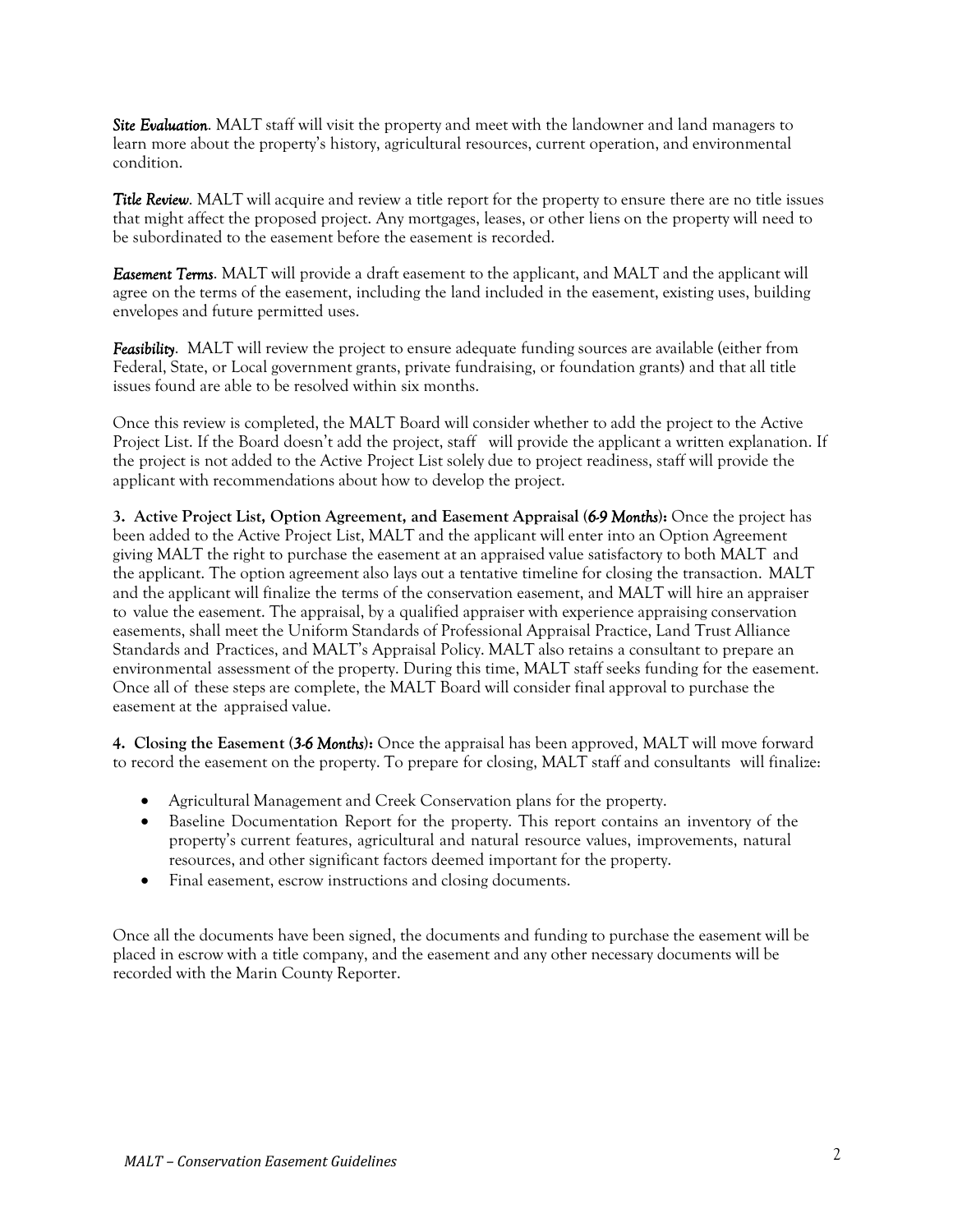***Site Evaluation***. MALT staff will visit the property and meet with the landowner and land managers to learn more about the property's history, agricultural resources, current operation, and environmental condition.

***Title Review***. MALT will acquire and review a title report for the property to ensure there are no title issues that might affect the proposed project. Any mortgages, leases, or other liens on the property will need to be subordinated to the easement before the easement is recorded.

***Easement Terms***. MALT will provide a draft easement to the applicant, and MALT and the applicant will agree on the terms of the easement, including the land included in the easement, existing uses, building envelopes and future permitted uses.

***Feasibility***. MALT will review the project to ensure adequate funding sources are available (either from Federal, State, or Local government grants, private fundraising, or foundation grants) and that all title issues found are able to be resolved within six months.

Once this review is completed, the MALT Board will consider whether to add the project to the Active Project List. If the Board doesn't add the project, staff will provide the applicant a written explanation. If the project is not added to the Active Project List solely due to project readiness, staff will provide the applicant with recommendations about how to develop the project.

**3. Active Project List, Option Agreement, and Easement Appraisal (*6-9 Months*):** Once the project has been added to the Active Project List, MALT and the applicant will enter into an Option Agreement giving MALT the right to purchase the easement at an appraised value satisfactory to both MALT and the applicant. The option agreement also lays out a tentative timeline for closing the transaction. MALT and the applicant will finalize the terms of the conservation easement, and MALT will hire an appraiser to value the easement. The appraisal, by a qualified appraiser with experience appraising conservation easements, shall meet the Uniform Standards of Professional Appraisal Practice, Land Trust Alliance Standards and Practices, and MALT's Appraisal Policy. MALT also retains a consultant to prepare an environmental assessment of the property. During this time, MALT staff seeks funding for the easement. Once all of these steps are complete, the MALT Board will consider final approval to purchase the easement at the appraised value.

**4. Closing the Easement (*3-6 Months*):** Once the appraisal has been approved, MALT will move forward to record the easement on the property. To prepare for closing, MALT staff and consultants will finalize:

- Agricultural Management and Creek Conservation plans for the property.
- Baseline Documentation Report for the property. This report contains an inventory of the property's current features, agricultural and natural resource values, improvements, natural resources, and other significant factors deemed important for the property.
- Final easement, escrow instructions and closing documents.

Once all the documents have been signed, the documents and funding to purchase the easement will be placed in escrow with a title company, and the easement and any other necessary documents will be recorded with the Marin County Reporter.